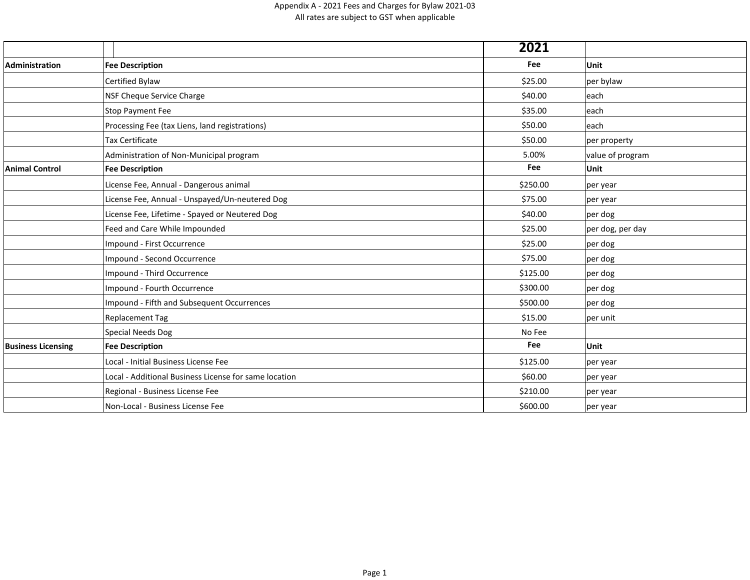Appendix A - 2021 Fees and Charges for Bylaw 2021-03
All rates are subject to GST when applicable

| | | 2021 | |
|---|---|---|---|
| **Administration** | **Fee Description** | **Fee** | **Unit** |
| | Certified Bylaw | $25.00 | per bylaw |
| | NSF Cheque Service Charge | $40.00 | each |
| | Stop Payment Fee | $35.00 | each |
| | Processing Fee (tax Liens, land registrations) | $50.00 | each |
| | Tax Certificate | $50.00 | per property |
| | Administration of Non-Municipal program | 5.00% | value of program |
| **Animal Control** | **Fee Description** | **Fee** | **Unit** |
| | License Fee, Annual - Dangerous animal | $250.00 | per year |
| | License Fee, Annual - Unspayed/Un-neutered Dog | $75.00 | per year |
| | License Fee, Lifetime - Spayed or Neutered Dog | $40.00 | per dog |
| | Feed and Care While Impounded | $25.00 | per dog, per day |
| | Impound - First Occurrence | $25.00 | per dog |
| | Impound - Second Occurrence | $75.00 | per dog |
| | Impound - Third Occurrence | $125.00 | per dog |
| | Impound - Fourth Occurrence | $300.00 | per dog |
| | Impound - Fifth and Subsequent Occurrences | $500.00 | per dog |
| | Replacement Tag | $15.00 | per unit |
| | Special Needs Dog | No Fee | |
| **Business Licensing** | **Fee Description** | **Fee** | **Unit** |
| | Local - Initial Business License Fee | $125.00 | per year |
| | Local - Additional Business License for same location | $60.00 | per year |
| | Regional - Business License Fee | $210.00 | per year |
| | Non-Local - Business License Fee | $600.00 | per year |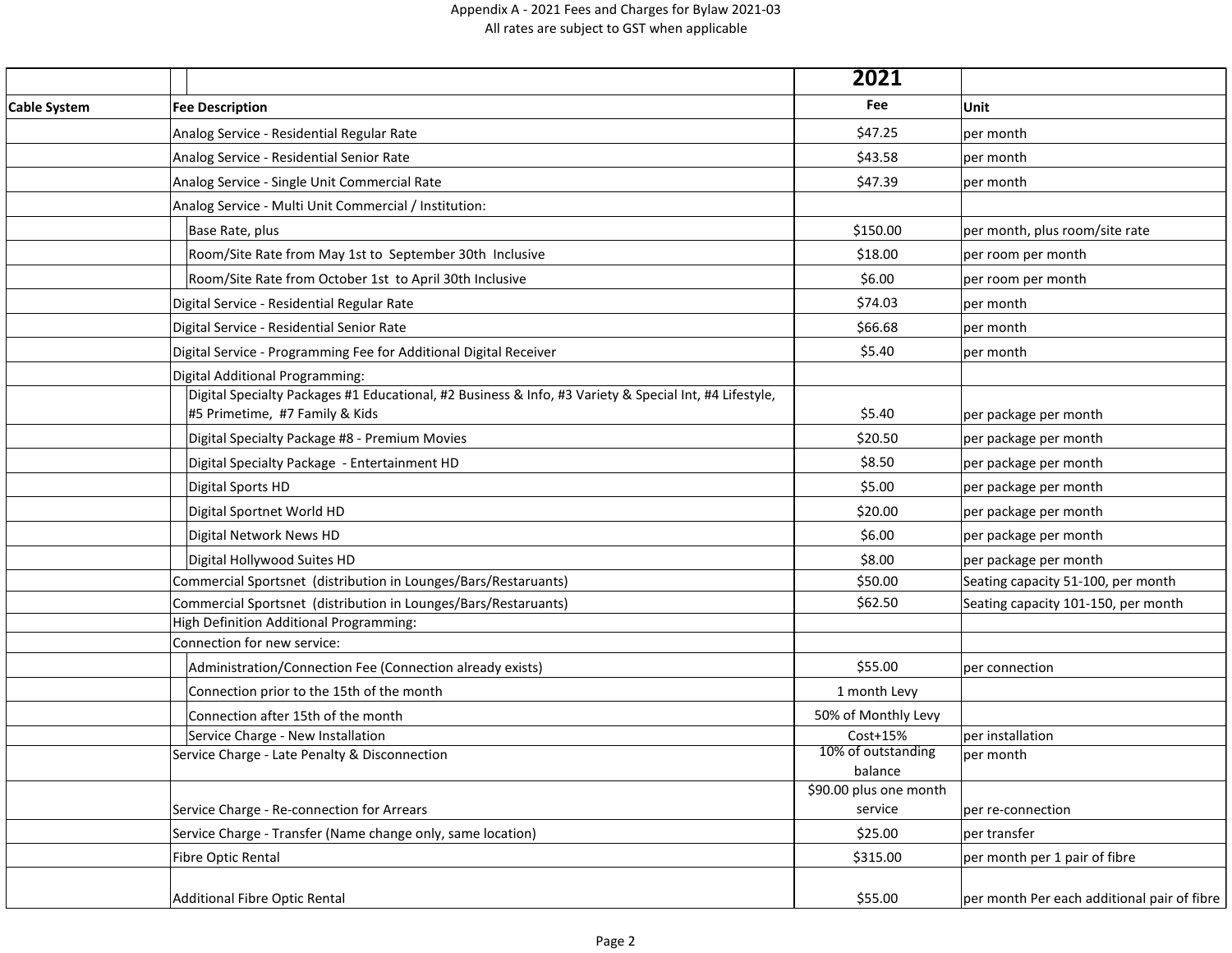Appendix A - 2021 Fees and Charges for Bylaw 2021-03
All rates are subject to GST when applicable

| | | 2021 | |
|---|---|---|---|
| **Cable System** | **Fee Description** | **Fee** | **Unit** |
| | Analog Service - Residential Regular Rate | $47.25 | per month |
| | Analog Service - Residential Senior Rate | $43.58 | per month |
| | Analog Service - Single Unit Commercial Rate | $47.39 | per month |
| | Analog Service - Multi Unit Commercial / Institution: | | |
| | Base Rate, plus | $150.00 | per month, plus room/site rate |
| | Room/Site Rate from May 1st to September 30th Inclusive | $18.00 | per room per month |
| | Room/Site Rate from October 1st to April 30th Inclusive | $6.00 | per room per month |
| | Digital Service - Residential Regular Rate | $74.03 | per month |
| | Digital Service - Residential Senior Rate | $66.68 | per month |
| | Digital Service - Programming Fee for Additional Digital Receiver | $5.40 | per month |
| | Digital Additional Programming: | | |
| | Digital Specialty Packages #1 Educational, #2 Business & Info, #3 Variety & Special Int, #4 Lifestyle, #5 Primetime, #7 Family & Kids | $5.40 | per package per month |
| | Digital Specialty Package #8 - Premium Movies | $20.50 | per package per month |
| | Digital Specialty Package - Entertainment HD | $8.50 | per package per month |
| | Digital Sports HD | $5.00 | per package per month |
| | Digital Sportnet World HD | $20.00 | per package per month |
| | Digital Network News HD | $6.00 | per package per month |
| | Digital Hollywood Suites HD | $8.00 | per package per month |
| | Commercial Sportsnet (distribution in Lounges/Bars/Restaruants) | $50.00 | Seating capacity 51-100, per month |
| | Commercial Sportsnet (distribution in Lounges/Bars/Restaruants) | $62.50 | Seating capacity 101-150, per month |
| | High Definition Additional Programming: | | |
| | Connection for new service: | | |
| | Administration/Connection Fee (Connection already exists) | $55.00 | per connection |
| | Connection prior to the 15th of the month | 1 month Levy | |
| | Connection after 15th of the month | 50% of Monthly Levy | |
| | Service Charge - New Installation | Cost+15% | per installation |
| | Service Charge - Late Penalty & Disconnection | 10% of outstanding balance | per month |
| | Service Charge - Re-connection for Arrears | $90.00 plus one month service | per re-connection |
| | Service Charge - Transfer (Name change only, same location) | $25.00 | per transfer |
| | Fibre Optic Rental | $315.00 | per month per 1 pair of fibre |
| | Additional Fibre Optic Rental | $55.00 | per month Per each additional pair of fibre |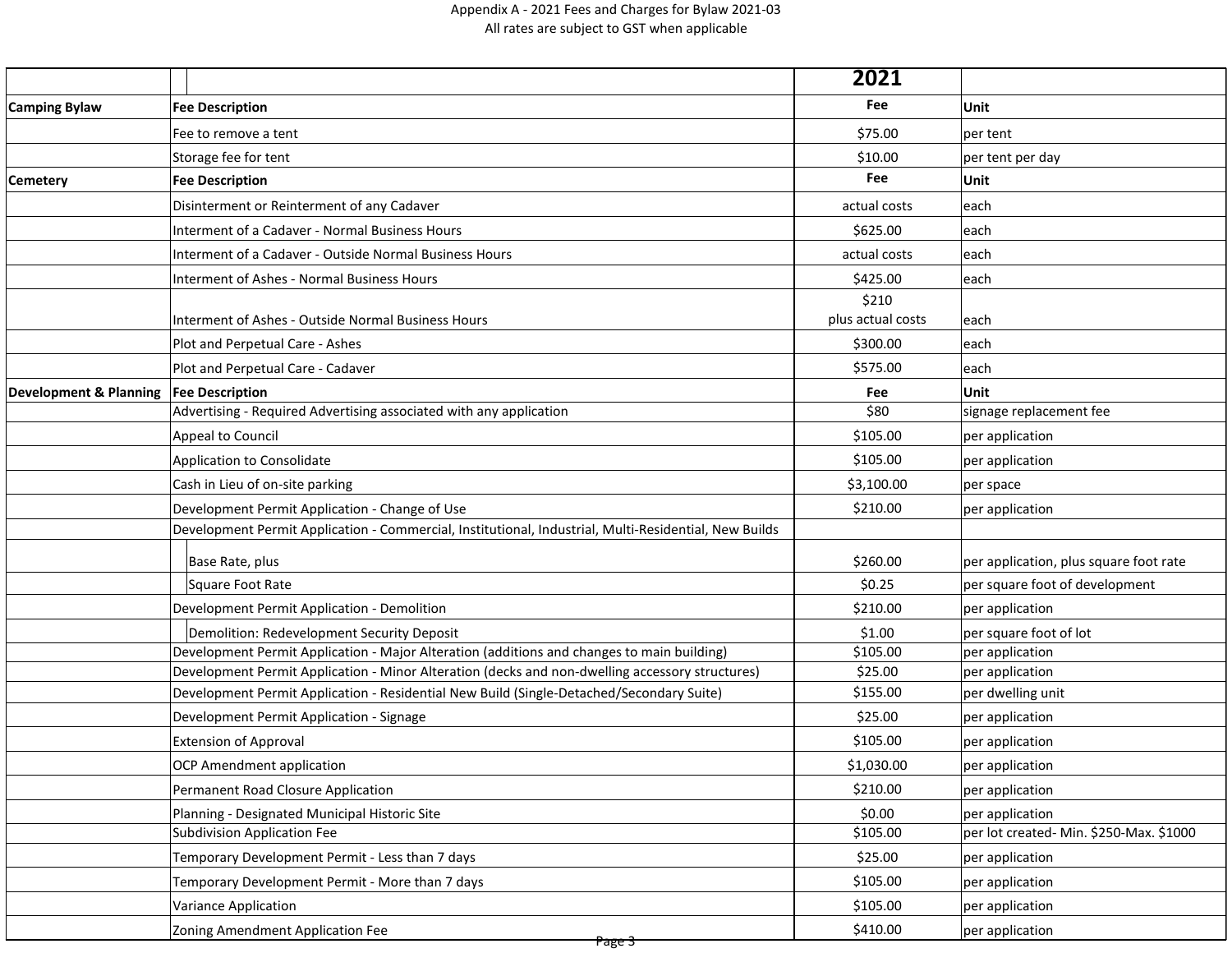Appendix A - 2021 Fees and Charges for Bylaw 2021-03

All rates are subject to GST when applicable

| | | 2021 | |
|---|---|---|---|
| **Camping Bylaw** | **Fee Description** | **Fee** | **Unit** |
| | Fee to remove a tent | $75.00 | per tent |
| | Storage fee for tent | $10.00 | per tent per day |
| **Cemetery** | **Fee Description** | **Fee** | **Unit** |
| | Disinterment or Reinterment of any Cadaver | actual costs | each |
| | Interment of a Cadaver - Normal Business Hours | $625.00 | each |
| | Interment of a Cadaver - Outside Normal Business Hours | actual costs | each |
| | Interment of Ashes - Normal Business Hours | $425.00 | each |
| | Interment of Ashes - Outside Normal Business Hours | $210 plus actual costs | each |
| | Plot and Perpetual Care - Ashes | $300.00 | each |
| | Plot and Perpetual Care - Cadaver | $575.00 | each |
| **Development & Planning** | **Fee Description** | **Fee** | **Unit** |
| | Advertising - Required Advertising associated with any application | $80 | signage replacement fee |
| | Appeal to Council | $105.00 | per application |
| | Application to Consolidate | $105.00 | per application |
| | Cash in Lieu of on-site parking | $3,100.00 | per space |
| | Development Permit Application - Change of Use | $210.00 | per application |
| | Development Permit Application - Commercial, Institutional, Industrial, Multi-Residential, New Builds | | |
| | Base Rate, plus | $260.00 | per application, plus square foot rate |
| | Square Foot Rate | $0.25 | per square foot of development |
| | Development Permit Application - Demolition | $210.00 | per application |
| | Demolition: Redevelopment Security Deposit | $1.00 | per square foot of lot |
| | Development Permit Application - Major Alteration (additions and changes to main building) | $105.00 | per application |
| | Development Permit Application - Minor Alteration (decks and non-dwelling accessory structures) | $25.00 | per application |
| | Development Permit Application - Residential New Build (Single-Detached/Secondary Suite) | $155.00 | per dwelling unit |
| | Development Permit Application - Signage | $25.00 | per application |
| | Extension of Approval | $105.00 | per application |
| | OCP Amendment application | $1,030.00 | per application |
| | Permanent Road Closure Application | $210.00 | per application |
| | Planning - Designated Municipal Historic Site | $0.00 | per application |
| | Subdivision Application Fee | $105.00 | per lot created- Min. $250-Max. $1000 |
| | Temporary Development Permit - Less than 7 days | $25.00 | per application |
| | Temporary Development Permit - More than 7 days | $105.00 | per application |
| | Variance Application | $105.00 | per application |
| | Zoning Amendment Application Fee | $410.00 | per application |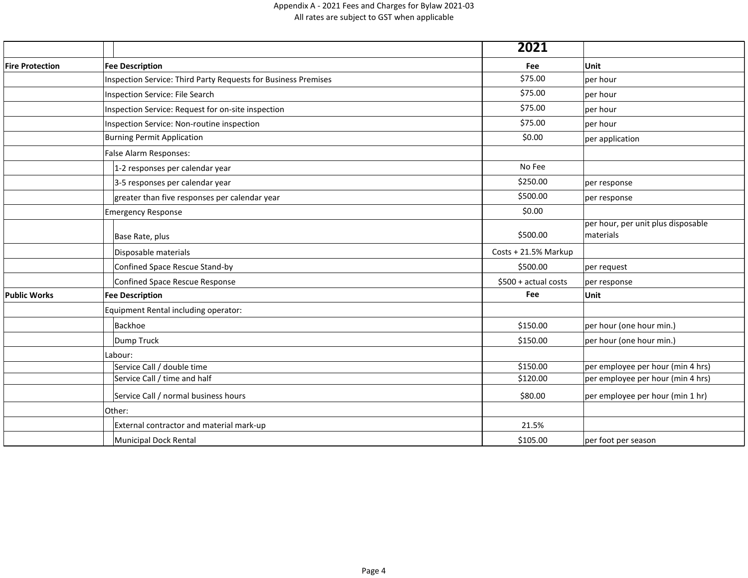Appendix A - 2021 Fees and Charges for Bylaw 2021-03
All rates are subject to GST when applicable

| | | | 2021 | |
|---|---|---|---|---|
| **Fire Protection** | **Fee Description** | | **Fee** | **Unit** |
| | Inspection Service: Third Party Requests for Business Premises | | $75.00 | per hour |
| | Inspection Service: File Search | | $75.00 | per hour |
| | Inspection Service: Request for on-site inspection | | $75.00 | per hour |
| | Inspection Service: Non-routine inspection | | $75.00 | per hour |
| | Burning Permit Application | | $0.00 | per application |
| | False Alarm Responses: | | | |
| | | 1-2 responses per calendar year | No Fee | |
| | | 3-5 responses per calendar year | $250.00 | per response |
| | | greater than five responses per calendar year | $500.00 | per response |
| | Emergency Response | | $0.00 | |
| | | Base Rate, plus | $500.00 | per hour, per unit plus disposable materials |
| | | Disposable materials | Costs + 21.5% Markup | |
| | | Confined Space Rescue Stand-by | $500.00 | per request |
| | | Confined Space Rescue Response | $500 + actual costs | per response |
| **Public Works** | **Fee Description** | | **Fee** | **Unit** |
| | Equipment Rental including operator: | | | |
| | | Backhoe | $150.00 | per hour (one hour min.) |
| | | Dump Truck | $150.00 | per hour (one hour min.) |
| | Labour: | | | |
| | | Service Call / double time | $150.00 | per employee per hour (min 4 hrs) |
| | | Service Call / time and half | $120.00 | per employee per hour (min 4 hrs) |
| | | Service Call / normal business hours | $80.00 | per employee per hour (min 1 hr) |
| | Other: | | | |
| | | External contractor and material mark-up | 21.5% | |
| | | Municipal Dock Rental | $105.00 | per foot per season |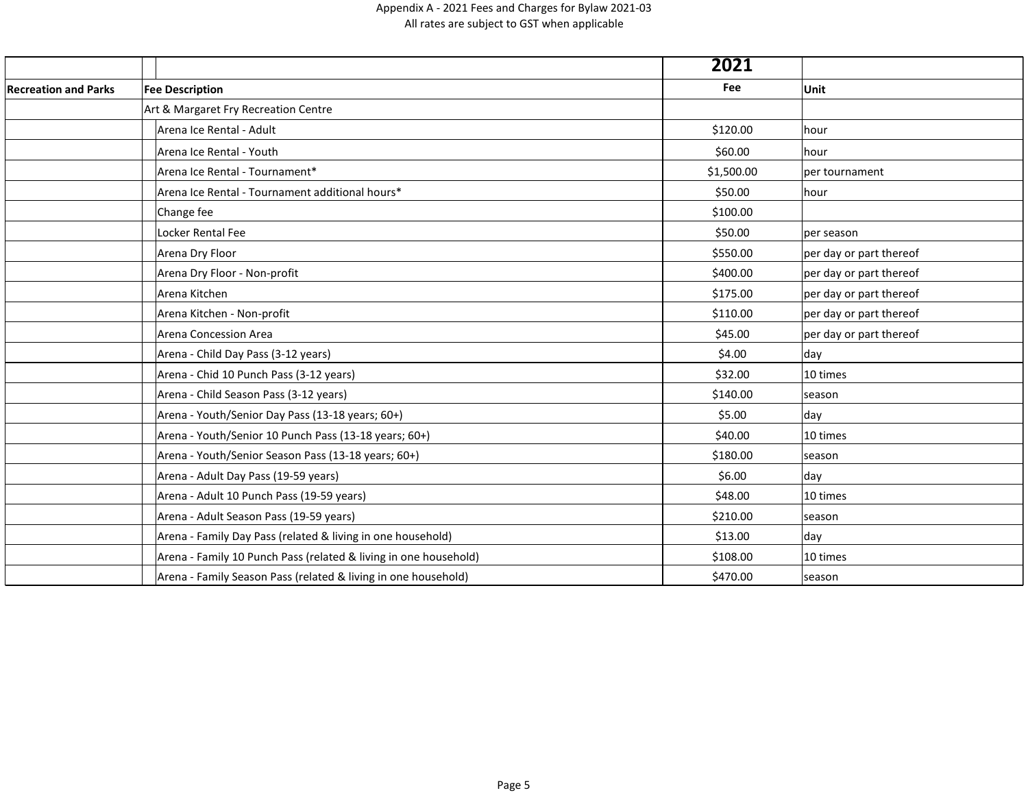Appendix A - 2021 Fees and Charges for Bylaw 2021-03
All rates are subject to GST when applicable

| | | | 2021 | |
|---|---|---|---|---|
| **Recreation and Parks** | **Fee Description** | | **Fee** | **Unit** |
| | Art & Margaret Fry Recreation Centre | | | |
| | | Arena Ice Rental - Adult | $120.00 | hour |
| | | Arena Ice Rental - Youth | $60.00 | hour |
| | | Arena Ice Rental - Tournament* | $1,500.00 | per tournament |
| | | Arena Ice Rental - Tournament additional hours* | $50.00 | hour |
| | | Change fee | $100.00 | |
| | | Locker Rental Fee | $50.00 | per season |
| | | Arena Dry Floor | $550.00 | per day or part thereof |
| | | Arena Dry Floor - Non-profit | $400.00 | per day or part thereof |
| | | Arena Kitchen | $175.00 | per day or part thereof |
| | | Arena Kitchen - Non-profit | $110.00 | per day or part thereof |
| | | Arena Concession Area | $45.00 | per day or part thereof |
| | | Arena - Child Day Pass (3-12 years) | $4.00 | day |
| | | Arena - Chid 10 Punch Pass (3-12 years) | $32.00 | 10 times |
| | | Arena - Child Season Pass (3-12 years) | $140.00 | season |
| | | Arena - Youth/Senior Day Pass (13-18 years; 60+) | $5.00 | day |
| | | Arena - Youth/Senior 10 Punch Pass (13-18 years; 60+) | $40.00 | 10 times |
| | | Arena - Youth/Senior Season Pass (13-18 years; 60+) | $180.00 | season |
| | | Arena - Adult Day Pass (19-59 years) | $6.00 | day |
| | | Arena - Adult 10 Punch Pass (19-59 years) | $48.00 | 10 times |
| | | Arena - Adult Season Pass (19-59 years) | $210.00 | season |
| | | Arena - Family Day Pass (related & living in one household) | $13.00 | day |
| | | Arena - Family 10 Punch Pass (related & living in one household) | $108.00 | 10 times |
| | | Arena - Family Season Pass (related & living in one household) | $470.00 | season |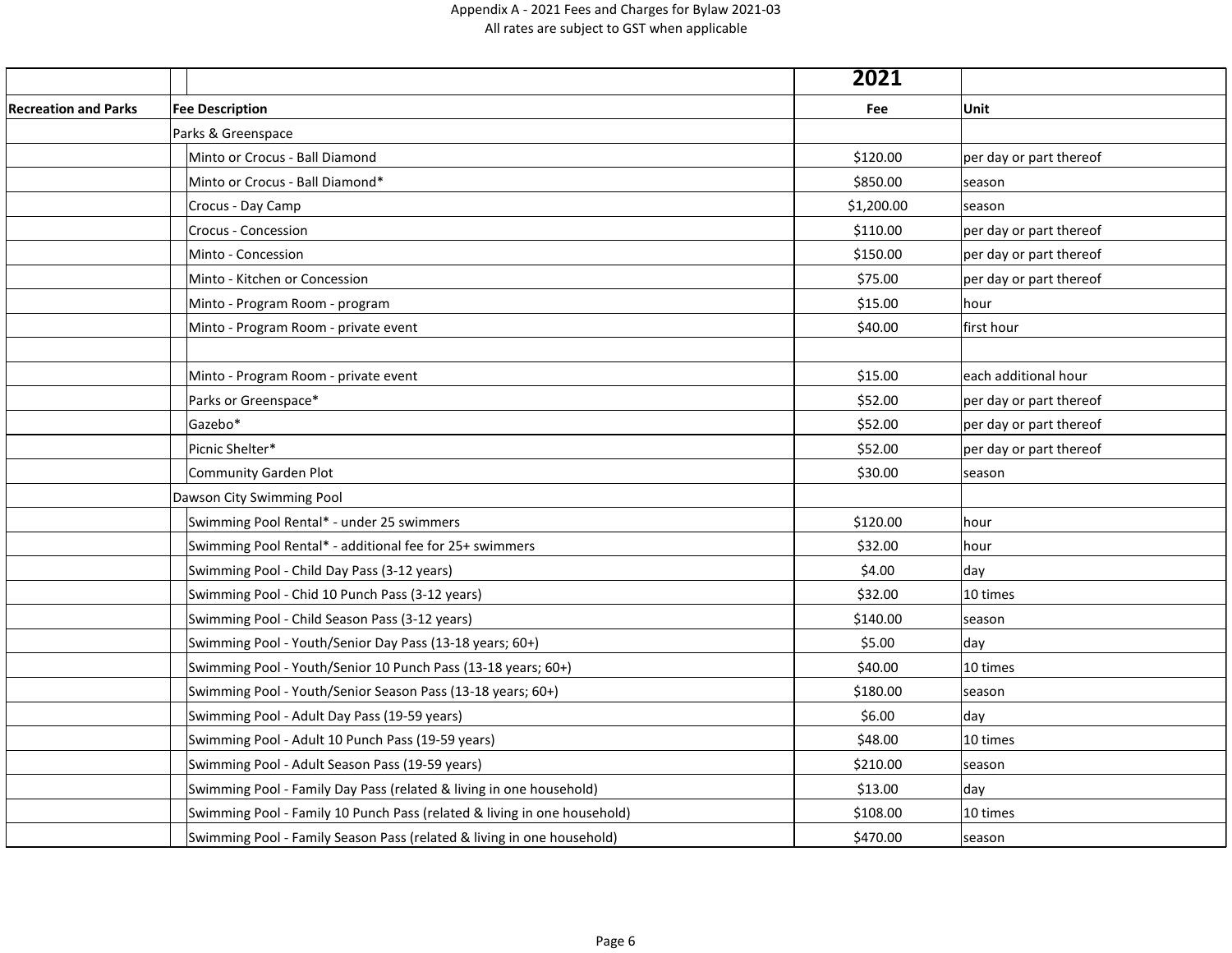Appendix A - 2021 Fees and Charges for Bylaw 2021-03
All rates are subject to GST when applicable

| | | 2021 | |
|---|---|---|---|
| **Recreation and Parks** | **Fee Description** | **Fee** | **Unit** |
| | Parks & Greenspace | | |
| | Minto or Crocus - Ball Diamond | $120.00 | per day or part thereof |
| | Minto or Crocus - Ball Diamond* | $850.00 | season |
| | Crocus - Day Camp | $1,200.00 | season |
| | Crocus - Concession | $110.00 | per day or part thereof |
| | Minto - Concession | $150.00 | per day or part thereof |
| | Minto - Kitchen or Concession | $75.00 | per day or part thereof |
| | Minto - Program Room - program | $15.00 | hour |
| | Minto - Program Room - private event | $40.00 | first hour |
| | | | |
| | Minto - Program Room - private event | $15.00 | each additional hour |
| | Parks or Greenspace* | $52.00 | per day or part thereof |
| | Gazebo* | $52.00 | per day or part thereof |
| | Picnic Shelter* | $52.00 | per day or part thereof |
| | Community Garden Plot | $30.00 | season |
| | Dawson City Swimming Pool | | |
| | Swimming Pool Rental* - under 25 swimmers | $120.00 | hour |
| | Swimming Pool Rental* - additional fee for 25+ swimmers | $32.00 | hour |
| | Swimming Pool - Child Day Pass (3-12 years) | $4.00 | day |
| | Swimming Pool - Chid 10 Punch Pass (3-12 years) | $32.00 | 10 times |
| | Swimming Pool - Child Season Pass (3-12 years) | $140.00 | season |
| | Swimming Pool - Youth/Senior Day Pass (13-18 years; 60+) | $5.00 | day |
| | Swimming Pool - Youth/Senior 10 Punch Pass (13-18 years; 60+) | $40.00 | 10 times |
| | Swimming Pool - Youth/Senior Season Pass (13-18 years; 60+) | $180.00 | season |
| | Swimming Pool - Adult Day Pass (19-59 years) | $6.00 | day |
| | Swimming Pool - Adult 10 Punch Pass (19-59 years) | $48.00 | 10 times |
| | Swimming Pool - Adult Season Pass (19-59 years) | $210.00 | season |
| | Swimming Pool - Family Day Pass (related & living in one household) | $13.00 | day |
| | Swimming Pool - Family 10 Punch Pass (related & living in one household) | $108.00 | 10 times |
| | Swimming Pool - Family Season Pass (related & living in one household) | $470.00 | season |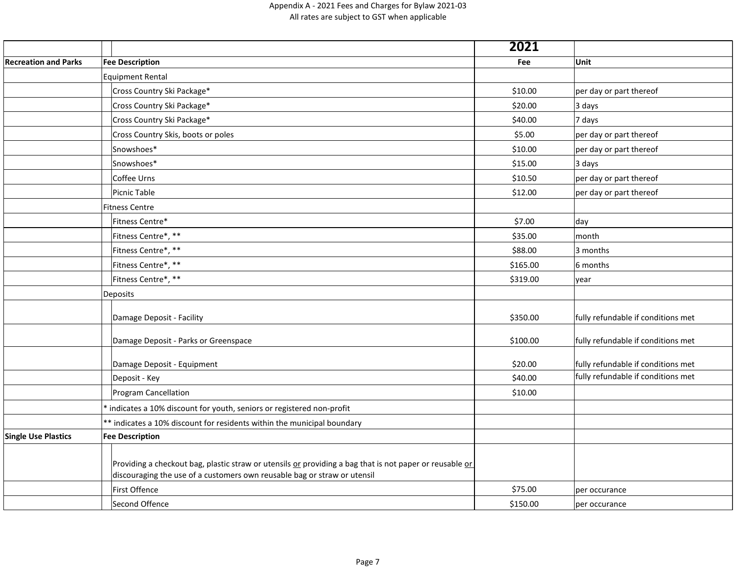Appendix A - 2021 Fees and Charges for Bylaw 2021-03
All rates are subject to GST when applicable

| | | 2021 | |
|---|---|---|---|
| **Recreation and Parks** | **Fee Description** | **Fee** | **Unit** |
| | Equipment Rental | | |
| | Cross Country Ski Package* | $10.00 | per day or part thereof |
| | Cross Country Ski Package* | $20.00 | 3 days |
| | Cross Country Ski Package* | $40.00 | 7 days |
| | Cross Country Skis, boots or poles | $5.00 | per day or part thereof |
| | Snowshoes* | $10.00 | per day or part thereof |
| | Snowshoes* | $15.00 | 3 days |
| | Coffee Urns | $10.50 | per day or part thereof |
| | Picnic Table | $12.00 | per day or part thereof |
| | Fitness Centre | | |
| | Fitness Centre* | $7.00 | day |
| | Fitness Centre*, ** | $35.00 | month |
| | Fitness Centre*, ** | $88.00 | 3 months |
| | Fitness Centre*, ** | $165.00 | 6 months |
| | Fitness Centre*, ** | $319.00 | year |
| | Deposits | | |
| | Damage Deposit - Facility | $350.00 | fully refundable if conditions met |
| | Damage Deposit - Parks or Greenspace | $100.00 | fully refundable if conditions met |
| | Damage Deposit - Equipment | $20.00 | fully refundable if conditions met |
| | Deposit - Key | $40.00 | fully refundable if conditions met |
| | Program Cancellation | $10.00 | |
| | * indicates a 10% discount for youth, seniors or registered non-profit | | |
| | ** indicates a 10% discount for residents within the municipal boundary | | |
| **Single Use Plastics** | **Fee Description** | | |
| | Providing a checkout bag, plastic straw or utensils <u>or</u> providing a bag that is not paper or reusable <u>or</u> discouraging the use of a customers own reusable bag or straw or utensil | | |
| | First Offence | $75.00 | per occurance |
| | Second Offence | $150.00 | per occurance |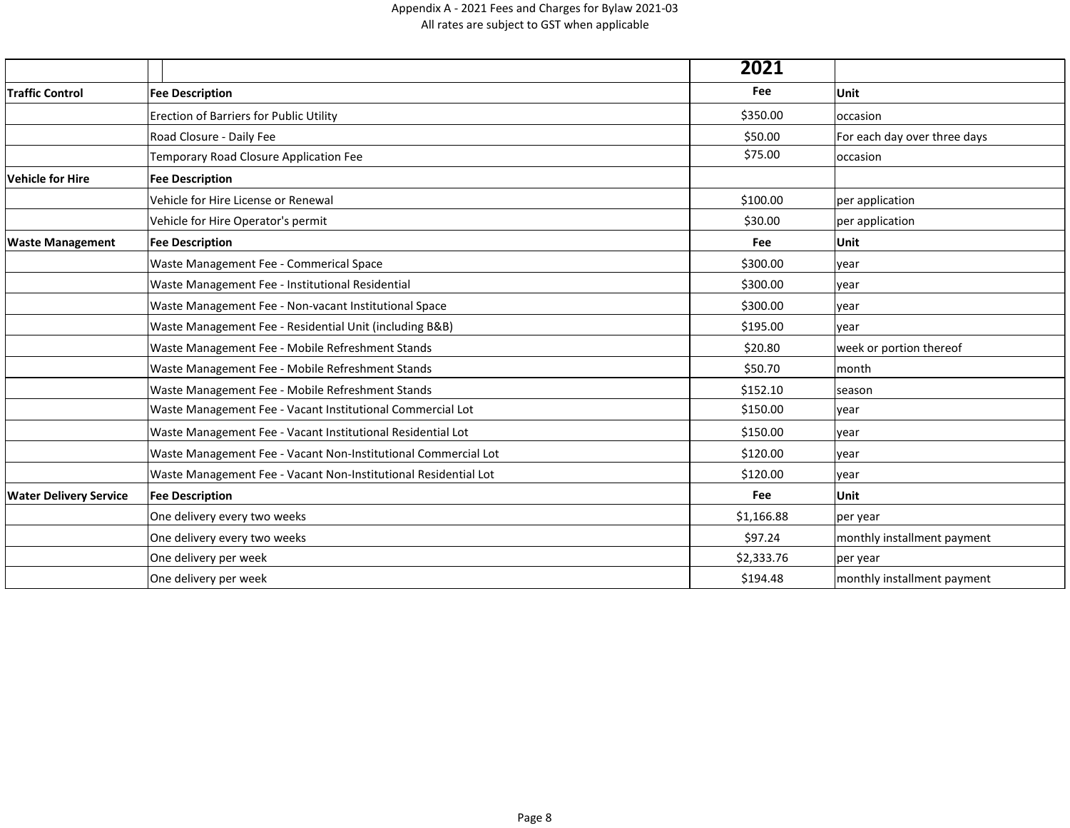Appendix A - 2021 Fees and Charges for Bylaw 2021-03
All rates are subject to GST when applicable

| | | 2021 | |
|---|---|---|---|
| **Traffic Control** | **Fee Description** | **Fee** | **Unit** |
| | Erection of Barriers for Public Utility | $350.00 | occasion |
| | Road Closure - Daily Fee | $50.00 | For each day over three days |
| | Temporary Road Closure Application Fee | $75.00 | occasion |
| **Vehicle for Hire** | **Fee Description** | | |
| | Vehicle for Hire License or Renewal | $100.00 | per application |
| | Vehicle for Hire Operator's permit | $30.00 | per application |
| **Waste Management** | **Fee Description** | **Fee** | **Unit** |
| | Waste Management Fee - Commerical Space | $300.00 | year |
| | Waste Management Fee - Institutional Residential | $300.00 | year |
| | Waste Management Fee - Non-vacant Institutional Space | $300.00 | year |
| | Waste Management Fee - Residential Unit (including B&B) | $195.00 | year |
| | Waste Management Fee - Mobile Refreshment Stands | $20.80 | week or portion thereof |
| | Waste Management Fee - Mobile Refreshment Stands | $50.70 | month |
| | Waste Management Fee - Mobile Refreshment Stands | $152.10 | season |
| | Waste Management Fee - Vacant Institutional Commercial Lot | $150.00 | year |
| | Waste Management Fee - Vacant Institutional Residential Lot | $150.00 | year |
| | Waste Management Fee - Vacant Non-Institutional Commercial Lot | $120.00 | year |
| | Waste Management Fee - Vacant Non-Institutional Residential Lot | $120.00 | year |
| **Water Delivery Service** | **Fee Description** | **Fee** | **Unit** |
| | One delivery every two weeks | $1,166.88 | per year |
| | One delivery every two weeks | $97.24 | monthly installment payment |
| | One delivery per week | $2,333.76 | per year |
| | One delivery per week | $194.48 | monthly installment payment |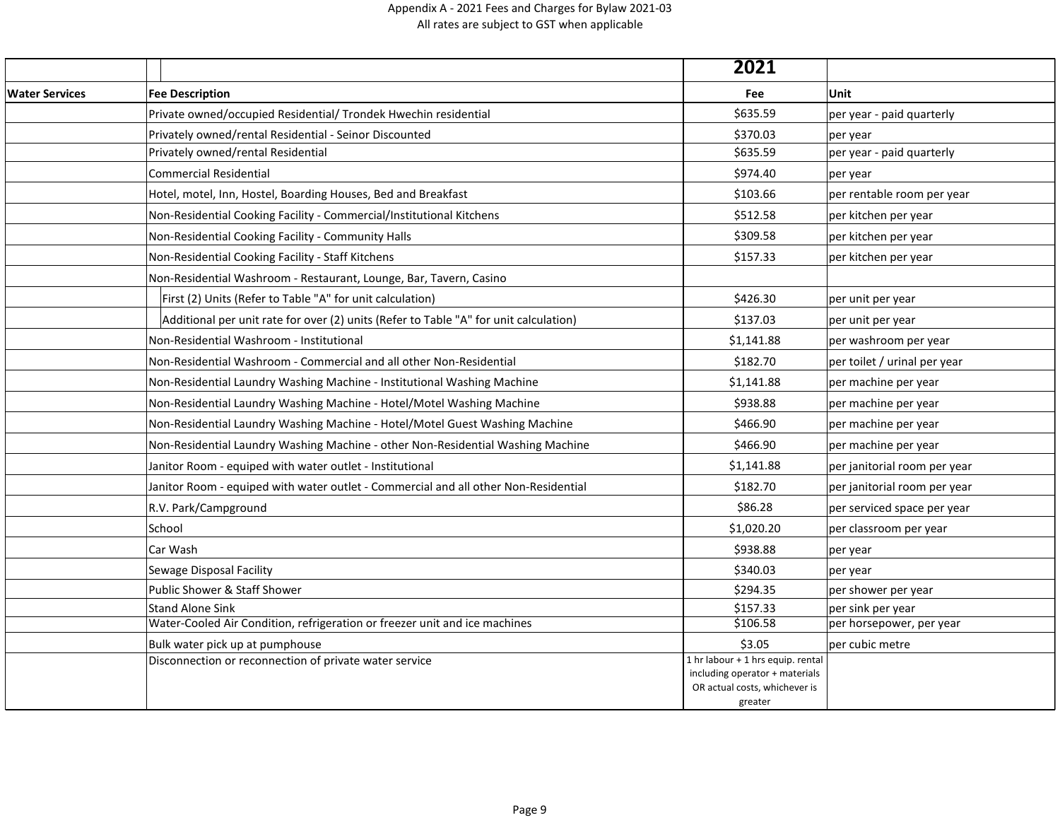Appendix A - 2021 Fees and Charges for Bylaw 2021-03

All rates are subject to GST when applicable

| | | 2021 | |
|---|---|---|---|
| **Water Services** | **Fee Description** | **Fee** | **Unit** |
| | Private owned/occupied Residential/ Trondek Hwechin residential | $635.59 | per year - paid quarterly |
| | Privately owned/rental Residential - Seinor Discounted | $370.03 | per year |
| | Privately owned/rental Residential | $635.59 | per year - paid quarterly |
| | Commercial Residential | $974.40 | per year |
| | Hotel, motel, Inn, Hostel, Boarding Houses, Bed and Breakfast | $103.66 | per rentable room per year |
| | Non-Residential Cooking Facility - Commercial/Institutional Kitchens | $512.58 | per kitchen per year |
| | Non-Residential Cooking Facility - Community Halls | $309.58 | per kitchen per year |
| | Non-Residential Cooking Facility - Staff Kitchens | $157.33 | per kitchen per year |
| | Non-Residential Washroom - Restaurant, Lounge, Bar, Tavern, Casino | | |
| | First (2) Units (Refer to Table "A" for unit calculation) | $426.30 | per unit per year |
| | Additional per unit rate for over (2) units (Refer to Table "A" for unit calculation) | $137.03 | per unit per year |
| | Non-Residential Washroom - Institutional | $1,141.88 | per washroom per year |
| | Non-Residential Washroom - Commercial and all other Non-Residential | $182.70 | per toilet / urinal per year |
| | Non-Residential Laundry Washing Machine - Institutional Washing Machine | $1,141.88 | per machine per year |
| | Non-Residential Laundry Washing Machine - Hotel/Motel Washing Machine | $938.88 | per machine per year |
| | Non-Residential Laundry Washing Machine - Hotel/Motel Guest Washing Machine | $466.90 | per machine per year |
| | Non-Residential Laundry Washing Machine - other Non-Residential Washing Machine | $466.90 | per machine per year |
| | Janitor Room - equiped with water outlet - Institutional | $1,141.88 | per janitorial room per year |
| | Janitor Room - equiped with water outlet - Commercial and all other Non-Residential | $182.70 | per janitorial room per year |
| | R.V. Park/Campground | $86.28 | per serviced space per year |
| | School | $1,020.20 | per classroom per year |
| | Car Wash | $938.88 | per year |
| | Sewage Disposal Facility | $340.03 | per year |
| | Public Shower & Staff Shower | $294.35 | per shower per year |
| | Stand Alone Sink | $157.33 | per sink per year |
| | Water-Cooled Air Condition, refrigeration or freezer unit and ice machines | $106.58 | per horsepower, per year |
| | Bulk water pick up at pumphouse | $3.05 | per cubic metre |
| | Disconnection or reconnection of private water service | 1 hr labour + 1 hrs equip. rental including operator + materials OR actual costs, whichever is greater | |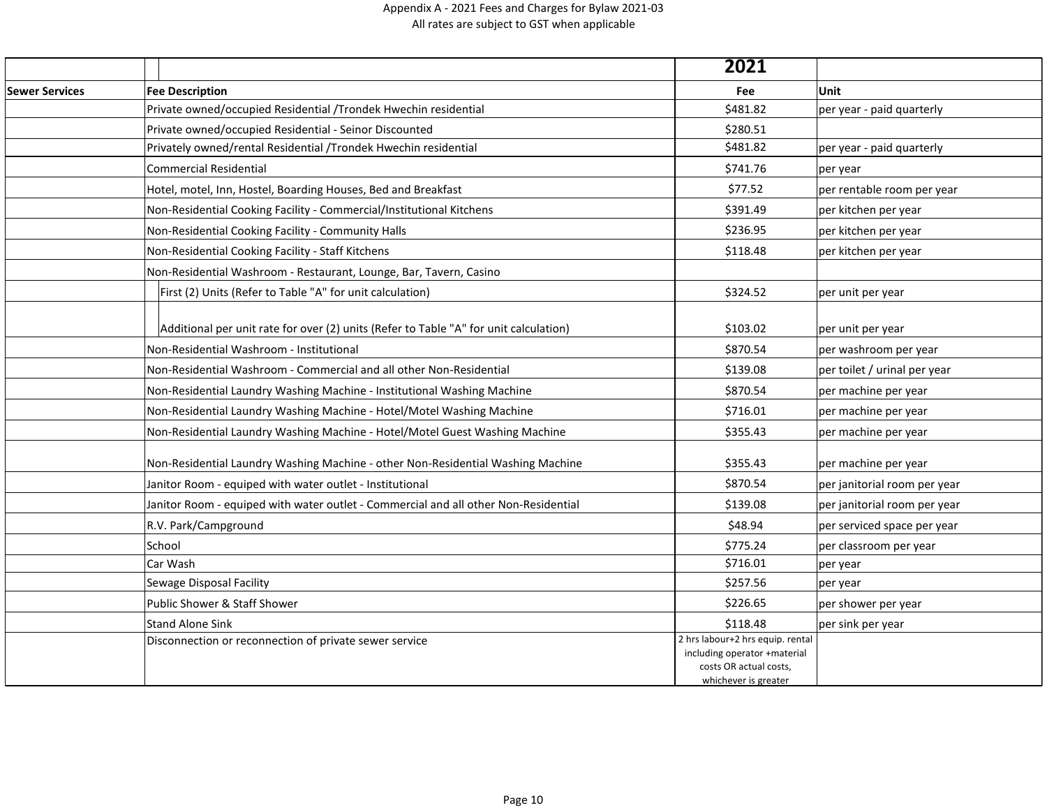Appendix A - 2021 Fees and Charges for Bylaw 2021-03

All rates are subject to GST when applicable

| | | 2021 | |
|---|---|---|---|
| **Sewer Services** | **Fee Description** | **Fee** | **Unit** |
| | Private owned/occupied Residential /Trondek Hwechin residential | $481.82 | per year - paid quarterly |
| | Private owned/occupied Residential - Seinor Discounted | $280.51 | |
| | Privately owned/rental Residential /Trondek Hwechin residential | $481.82 | per year - paid quarterly |
| | Commercial Residential | $741.76 | per year |
| | Hotel, motel, Inn, Hostel, Boarding Houses, Bed and Breakfast | $77.52 | per rentable room per year |
| | Non-Residential Cooking Facility - Commercial/Institutional Kitchens | $391.49 | per kitchen per year |
| | Non-Residential Cooking Facility - Community Halls | $236.95 | per kitchen per year |
| | Non-Residential Cooking Facility - Staff Kitchens | $118.48 | per kitchen per year |
| | Non-Residential Washroom - Restaurant, Lounge, Bar, Tavern, Casino | | |
| | First (2) Units (Refer to Table "A" for unit calculation) | $324.52 | per unit per year |
| | Additional per unit rate for over (2) units (Refer to Table "A" for unit calculation) | $103.02 | per unit per year |
| | Non-Residential Washroom - Institutional | $870.54 | per washroom per year |
| | Non-Residential Washroom - Commercial and all other Non-Residential | $139.08 | per toilet / urinal per year |
| | Non-Residential Laundry Washing Machine - Institutional Washing Machine | $870.54 | per machine per year |
| | Non-Residential Laundry Washing Machine - Hotel/Motel Washing Machine | $716.01 | per machine per year |
| | Non-Residential Laundry Washing Machine - Hotel/Motel Guest Washing Machine | $355.43 | per machine per year |
| | Non-Residential Laundry Washing Machine - other Non-Residential Washing Machine | $355.43 | per machine per year |
| | Janitor Room - equiped with water outlet - Institutional | $870.54 | per janitorial room per year |
| | Janitor Room - equiped with water outlet - Commercial and all other Non-Residential | $139.08 | per janitorial room per year |
| | R.V. Park/Campground | $48.94 | per serviced space per year |
| | School | $775.24 | per classroom per year |
| | Car Wash | $716.01 | per year |
| | Sewage Disposal Facility | $257.56 | per year |
| | Public Shower & Staff Shower | $226.65 | per shower per year |
| | Stand Alone Sink | $118.48 | per sink per year |
| | Disconnection or reconnection of private sewer service | 2 hrs labour+2 hrs equip. rental including operator +material costs OR actual costs, whichever is greater | |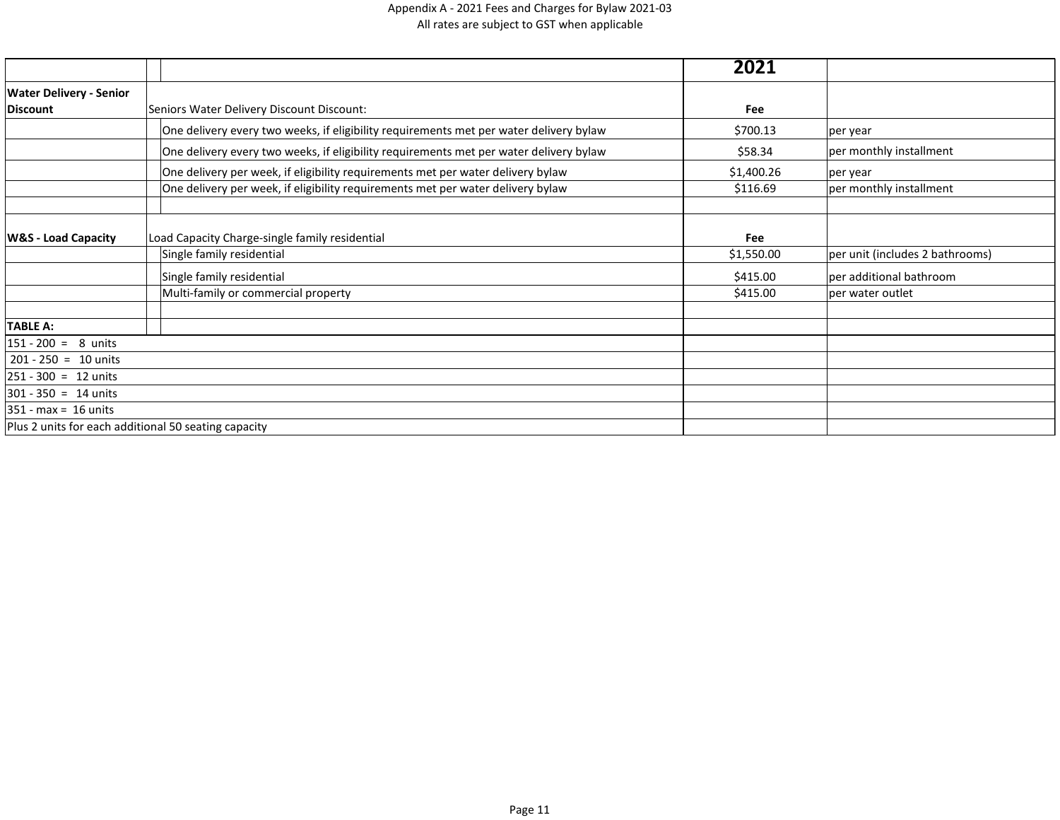| | | | 2021 | |
|---|---|---|---|---|
| **Water Delivery - Senior Discount** | Seniors Water Delivery Discount Discount: | | **Fee** | |
| | | One delivery every two weeks, if eligibility requirements met per water delivery bylaw | $700.13 | per year |
| | | One delivery every two weeks, if eligibility requirements met per water delivery bylaw | $58.34 | per monthly installment |
| | | One delivery per week, if eligibility requirements met per water delivery bylaw | $1,400.26 | per year |
| | | One delivery per week, if eligibility requirements met per water delivery bylaw | $116.69 | per monthly installment |
| | | | | |
| **W&S - Load Capacity** | Load Capacity Charge-single family residential | | **Fee** | |
| | | Single family residential | $1,550.00 | per unit (includes 2 bathrooms) |
| | | Single family residential | $415.00 | per additional bathroom |
| | | Multi-family or commercial property | $415.00 | per water outlet |
| | | | | |
| **TABLE A:** | | | | |
| 151 - 200 = 8 units | | | | |
| 201 - 250 = 10 units | | | | |
| 251 - 300 = 12 units | | | | |
| 301 - 350 = 14 units | | | | |
| 351 - max = 16 units | | | | |
| Plus 2 units for each additional 50 seating capacity | | | | |